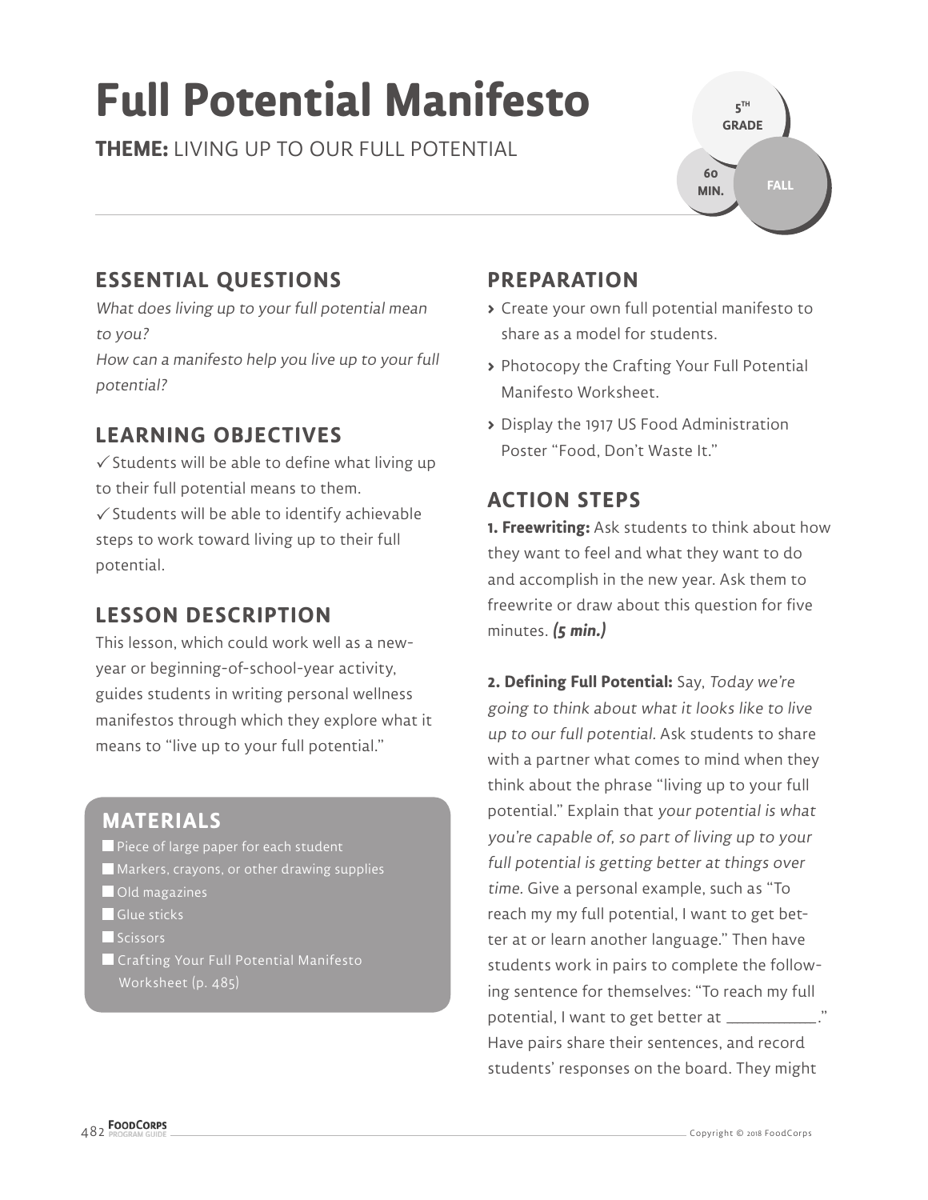# Full Potential Manifesto

**THEME:** LIVING UP TO OUR FULL POTENTIAL

5TH GRADE | 60 MIN. | FALL

## ESSENTIAL QUESTIONS

*What does living up to your full potential mean to you?*
*How can a manifesto help you live up to your full potential?*

## LEARNING OBJECTIVES

✓ Students will be able to define what living up to their full potential means to them.
✓ Students will be able to identify achievable steps to work toward living up to their full potential.

## LESSON DESCRIPTION

This lesson, which could work well as a new-year or beginning-of-school-year activity, guides students in writing personal wellness manifestos through which they explore what it means to "live up to your full potential."

## MATERIALS

- Piece of large paper for each student
- Markers, crayons, or other drawing supplies
- Old magazines
- Glue sticks
- Scissors
- Crafting Your Full Potential Manifesto Worksheet (p. 485)

## PREPARATION

- Create your own full potential manifesto to share as a model for students.
- Photocopy the Crafting Your Full Potential Manifesto Worksheet.
- Display the 1917 US Food Administration Poster "Food, Don't Waste It."

## ACTION STEPS

**1. Freewriting:** Ask students to think about how they want to feel and what they want to do and accomplish in the new year. Ask them to freewrite or draw about this question for five minutes. ***(5 min.)***

**2. Defining Full Potential:** Say, *Today we're going to think about what it looks like to live up to our full potential.* Ask students to share with a partner what comes to mind when they think about the phrase "living up to your full potential." Explain that *your potential is what you're capable of, so part of living up to your full potential is getting better at things over time.* Give a personal example, such as "To reach my my full potential, I want to get better at or learn another language." Then have students work in pairs to complete the following sentence for themselves: "To reach my full potential, I want to get better at __________." Have pairs share their sentences, and record students' responses on the board. They might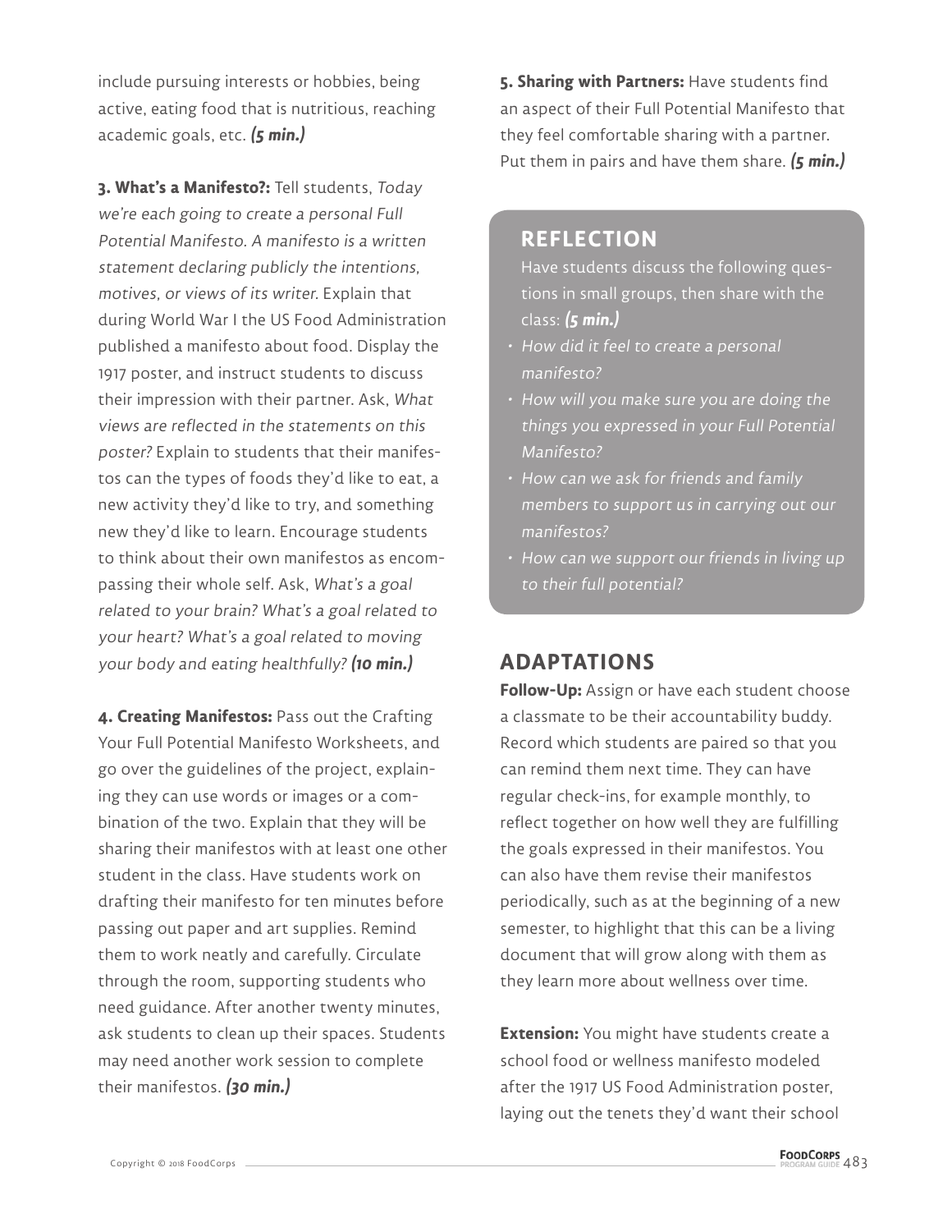include pursuing interests or hobbies, being active, eating food that is nutritious, reaching academic goals, etc. ***(5 min.)***

**3. What's a Manifesto?:** Tell students, *Today we're each going to create a personal Full Potential Manifesto. A manifesto is a written statement declaring publicly the intentions, motives, or views of its writer.* Explain that during World War I the US Food Administration published a manifesto about food. Display the 1917 poster, and instruct students to discuss their impression with their partner. Ask, *What views are reflected in the statements on this poster?* Explain to students that their manifestos can the types of foods they'd like to eat, a new activity they'd like to try, and something new they'd like to learn. Encourage students to think about their own manifestos as encompassing their whole self. Ask, *What's a goal related to your brain? What's a goal related to your heart? What's a goal related to moving your body and eating healthfully?* ***(10 min.)***

**4. Creating Manifestos:** Pass out the Crafting Your Full Potential Manifesto Worksheets, and go over the guidelines of the project, explaining they can use words or images or a combination of the two. Explain that they will be sharing their manifestos with at least one other student in the class. Have students work on drafting their manifesto for ten minutes before passing out paper and art supplies. Remind them to work neatly and carefully. Circulate through the room, supporting students who need guidance. After another twenty minutes, ask students to clean up their spaces. Students may need another work session to complete their manifestos. ***(30 min.)***

**5. Sharing with Partners:** Have students find an aspect of their Full Potential Manifesto that they feel comfortable sharing with a partner. Put them in pairs and have them share. ***(5 min.)***

## REFLECTION

Have students discuss the following questions in small groups, then share with the class: ***(5 min.)***

- *How did it feel to create a personal manifesto?*
- *How will you make sure you are doing the things you expressed in your Full Potential Manifesto?*
- *How can we ask for friends and family members to support us in carrying out our manifestos?*
- *How can we support our friends in living up to their full potential?*

## ADAPTATIONS

**Follow-Up:** Assign or have each student choose a classmate to be their accountability buddy. Record which students are paired so that you can remind them next time. They can have regular check-ins, for example monthly, to reflect together on how well they are fulfilling the goals expressed in their manifestos. You can also have them revise their manifestos periodically, such as at the beginning of a new semester, to highlight that this can be a living document that will grow along with them as they learn more about wellness over time.

**Extension:** You might have students create a school food or wellness manifesto modeled after the 1917 US Food Administration poster, laying out the tenets they'd want their school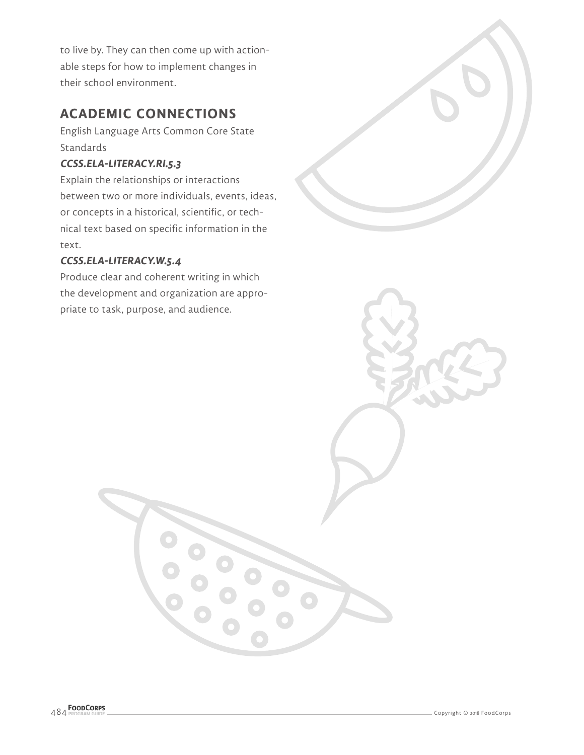to live by. They can then come up with actionable steps for how to implement changes in their school environment.

## ACADEMIC CONNECTIONS

English Language Arts Common Core State Standards

***CCSS.ELA-LITERACY.RI.5.3***

Explain the relationships or interactions between two or more individuals, events, ideas, or concepts in a historical, scientific, or technical text based on specific information in the text.

***CCSS.ELA-LITERACY.W.5.4***

Produce clear and coherent writing in which the development and organization are appropriate to task, purpose, and audience.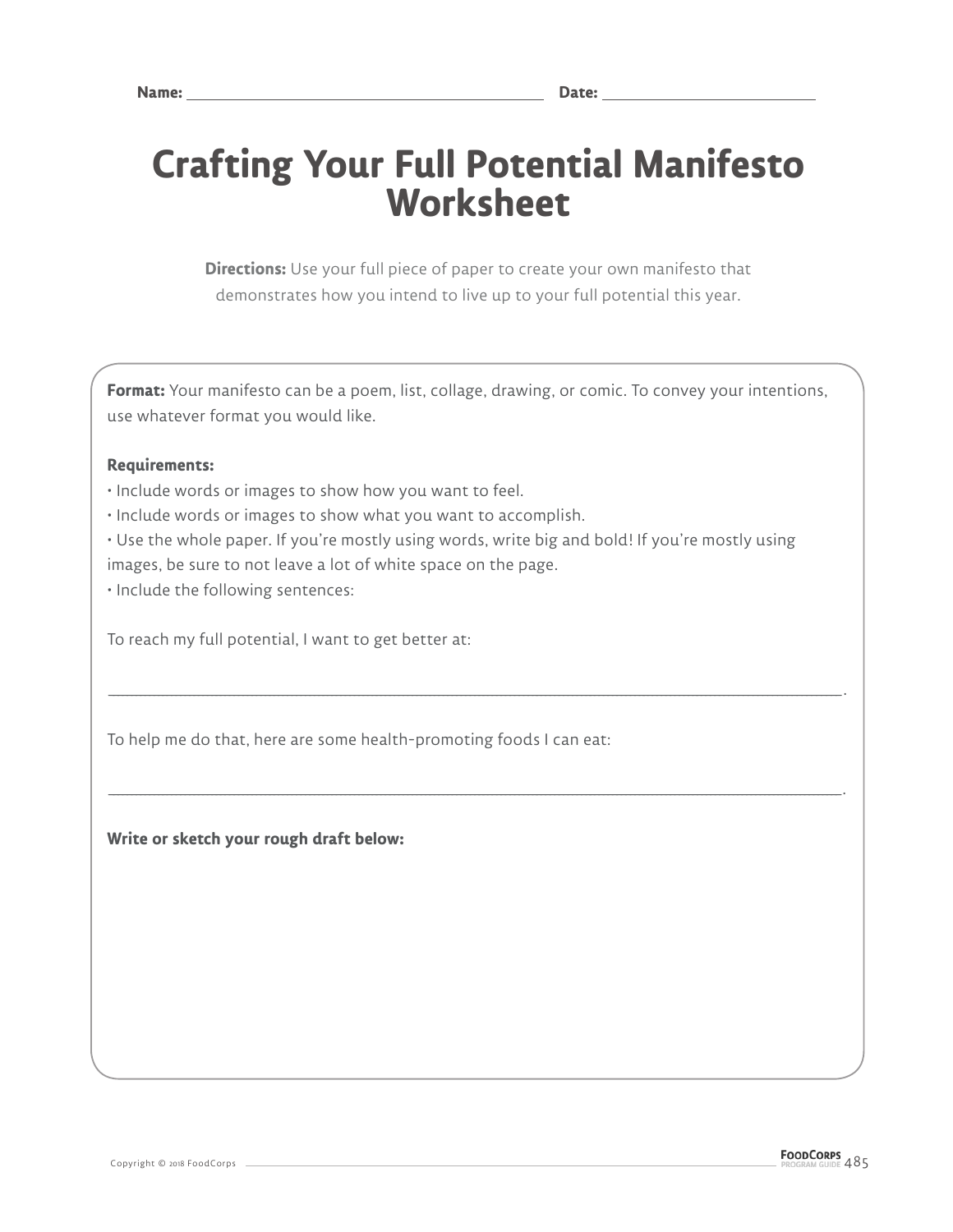**Name:** ______________________________ **Date:** ____________________

# Crafting Your Full Potential Manifesto Worksheet

**Directions:** Use your full piece of paper to create your own manifesto that demonstrates how you intend to live up to your full potential this year.

**Format:** Your manifesto can be a poem, list, collage, drawing, or comic. To convey your intentions, use whatever format you would like.

**Requirements:**

- Include words or images to show how you want to feel.
- Include words or images to show what you want to accomplish.
- Use the whole paper. If you're mostly using words, write big and bold! If you're mostly using images, be sure to not leave a lot of white space on the page.
- Include the following sentences:

To reach my full potential, I want to get better at:

______________________________________________________________________.

To help me do that, here are some health-promoting foods I can eat:

______________________________________________________________________.

**Write or sketch your rough draft below:**

Copyright © 2018 FoodCorps